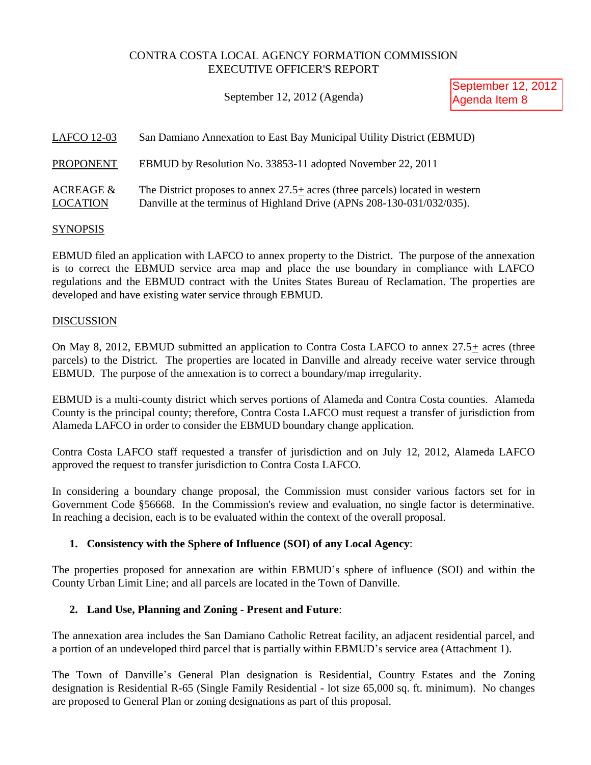CONTRA COSTA LOCAL AGENCY FORMATION COMMISSION
EXECUTIVE OFFICER'S REPORT

September 12, 2012 (Agenda)

September 12, 2012
Agenda Item 8

LAFCO 12-03 San Damiano Annexation to East Bay Municipal Utility District (EBMUD)

PROPONENT EBMUD by Resolution No. 33853-11 adopted November 22, 2011

ACREAGE & LOCATION The District proposes to annex 27.5± acres (three parcels) located in western Danville at the terminus of Highland Drive (APNs 208-130-031/032/035).

SYNOPSIS

EBMUD filed an application with LAFCO to annex property to the District. The purpose of the annexation is to correct the EBMUD service area map and place the use boundary in compliance with LAFCO regulations and the EBMUD contract with the Unites States Bureau of Reclamation. The properties are developed and have existing water service through EBMUD.

DISCUSSION

On May 8, 2012, EBMUD submitted an application to Contra Costa LAFCO to annex 27.5± acres (three parcels) to the District. The properties are located in Danville and already receive water service through EBMUD. The purpose of the annexation is to correct a boundary/map irregularity.

EBMUD is a multi-county district which serves portions of Alameda and Contra Costa counties. Alameda County is the principal county; therefore, Contra Costa LAFCO must request a transfer of jurisdiction from Alameda LAFCO in order to consider the EBMUD boundary change application.

Contra Costa LAFCO staff requested a transfer of jurisdiction and on July 12, 2012, Alameda LAFCO approved the request to transfer jurisdiction to Contra Costa LAFCO.

In considering a boundary change proposal, the Commission must consider various factors set for in Government Code §56668. In the Commission's review and evaluation, no single factor is determinative. In reaching a decision, each is to be evaluated within the context of the overall proposal.

1. **Consistency with the Sphere of Influence (SOI) of any Local Agency**:

The properties proposed for annexation are within EBMUD's sphere of influence (SOI) and within the County Urban Limit Line; and all parcels are located in the Town of Danville.

2. **Land Use, Planning and Zoning - Present and Future**:

The annexation area includes the San Damiano Catholic Retreat facility, an adjacent residential parcel, and a portion of an undeveloped third parcel that is partially within EBMUD's service area (Attachment 1).

The Town of Danville's General Plan designation is Residential, Country Estates and the Zoning designation is Residential R-65 (Single Family Residential - lot size 65,000 sq. ft. minimum). No changes are proposed to General Plan or zoning designations as part of this proposal.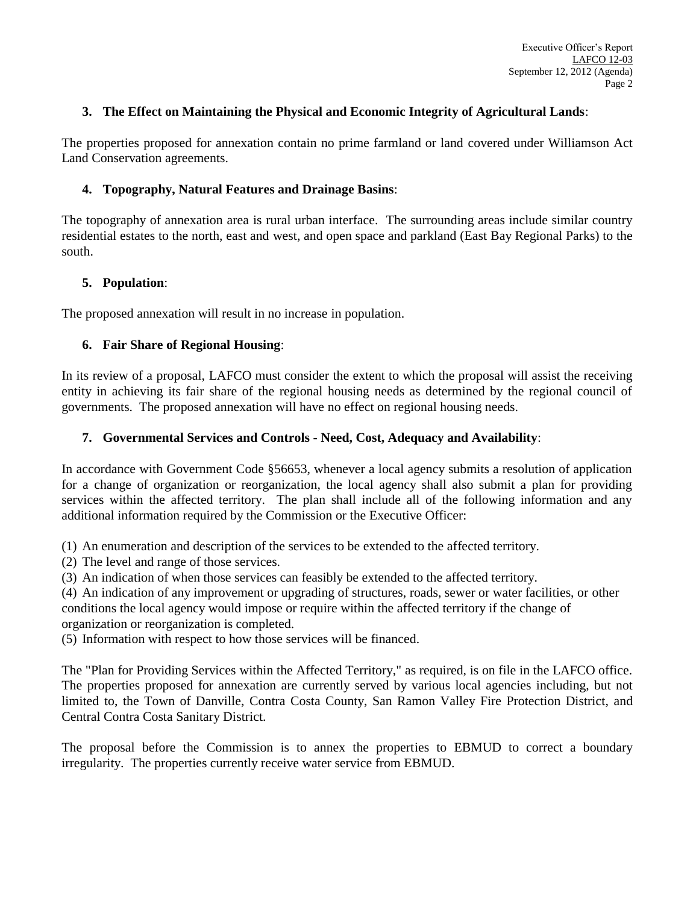**3. The Effect on Maintaining the Physical and Economic Integrity of Agricultural Lands**:

The properties proposed for annexation contain no prime farmland or land covered under Williamson Act Land Conservation agreements.

**4. Topography, Natural Features and Drainage Basins**:

The topography of annexation area is rural urban interface. The surrounding areas include similar country residential estates to the north, east and west, and open space and parkland (East Bay Regional Parks) to the south.

**5. Population**:

The proposed annexation will result in no increase in population.

**6. Fair Share of Regional Housing**:

In its review of a proposal, LAFCO must consider the extent to which the proposal will assist the receiving entity in achieving its fair share of the regional housing needs as determined by the regional council of governments. The proposed annexation will have no effect on regional housing needs.

**7. Governmental Services and Controls - Need, Cost, Adequacy and Availability**:

In accordance with Government Code §56653, whenever a local agency submits a resolution of application for a change of organization or reorganization, the local agency shall also submit a plan for providing services within the affected territory. The plan shall include all of the following information and any additional information required by the Commission or the Executive Officer:

(1) An enumeration and description of the services to be extended to the affected territory.
(2) The level and range of those services.
(3) An indication of when those services can feasibly be extended to the affected territory.
(4) An indication of any improvement or upgrading of structures, roads, sewer or water facilities, or other conditions the local agency would impose or require within the affected territory if the change of organization or reorganization is completed.
(5) Information with respect to how those services will be financed.

The "Plan for Providing Services within the Affected Territory," as required, is on file in the LAFCO office. The properties proposed for annexation are currently served by various local agencies including, but not limited to, the Town of Danville, Contra Costa County, San Ramon Valley Fire Protection District, and Central Contra Costa Sanitary District.

The proposal before the Commission is to annex the properties to EBMUD to correct a boundary irregularity. The properties currently receive water service from EBMUD.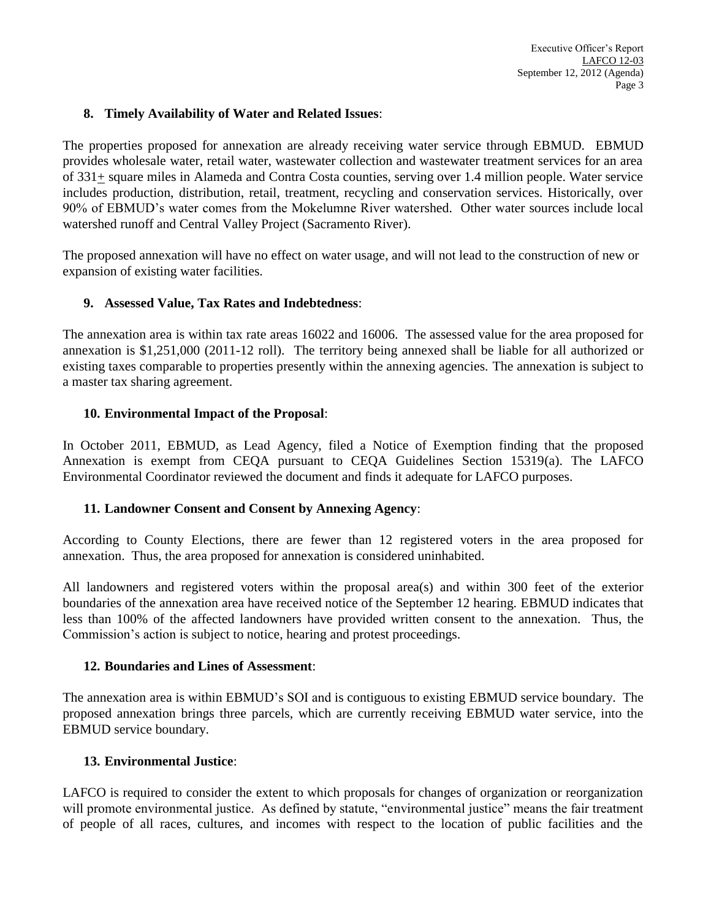## 8. Timely Availability of Water and Related Issues:

The properties proposed for annexation are already receiving water service through EBMUD. EBMUD provides wholesale water, retail water, wastewater collection and wastewater treatment services for an area of 331± square miles in Alameda and Contra Costa counties, serving over 1.4 million people. Water service includes production, distribution, retail, treatment, recycling and conservation services. Historically, over 90% of EBMUD's water comes from the Mokelumne River watershed. Other water sources include local watershed runoff and Central Valley Project (Sacramento River).

The proposed annexation will have no effect on water usage, and will not lead to the construction of new or expansion of existing water facilities.

## 9. Assessed Value, Tax Rates and Indebtedness:

The annexation area is within tax rate areas 16022 and 16006. The assessed value for the area proposed for annexation is $1,251,000 (2011-12 roll). The territory being annexed shall be liable for all authorized or existing taxes comparable to properties presently within the annexing agencies. The annexation is subject to a master tax sharing agreement.

## 10. Environmental Impact of the Proposal:

In October 2011, EBMUD, as Lead Agency, filed a Notice of Exemption finding that the proposed Annexation is exempt from CEQA pursuant to CEQA Guidelines Section 15319(a). The LAFCO Environmental Coordinator reviewed the document and finds it adequate for LAFCO purposes.

## 11. Landowner Consent and Consent by Annexing Agency:

According to County Elections, there are fewer than 12 registered voters in the area proposed for annexation. Thus, the area proposed for annexation is considered uninhabited.

All landowners and registered voters within the proposal area(s) and within 300 feet of the exterior boundaries of the annexation area have received notice of the September 12 hearing. EBMUD indicates that less than 100% of the affected landowners have provided written consent to the annexation. Thus, the Commission's action is subject to notice, hearing and protest proceedings.

## 12. Boundaries and Lines of Assessment:

The annexation area is within EBMUD's SOI and is contiguous to existing EBMUD service boundary. The proposed annexation brings three parcels, which are currently receiving EBMUD water service, into the EBMUD service boundary.

## 13. Environmental Justice:

LAFCO is required to consider the extent to which proposals for changes of organization or reorganization will promote environmental justice. As defined by statute, "environmental justice" means the fair treatment of people of all races, cultures, and incomes with respect to the location of public facilities and the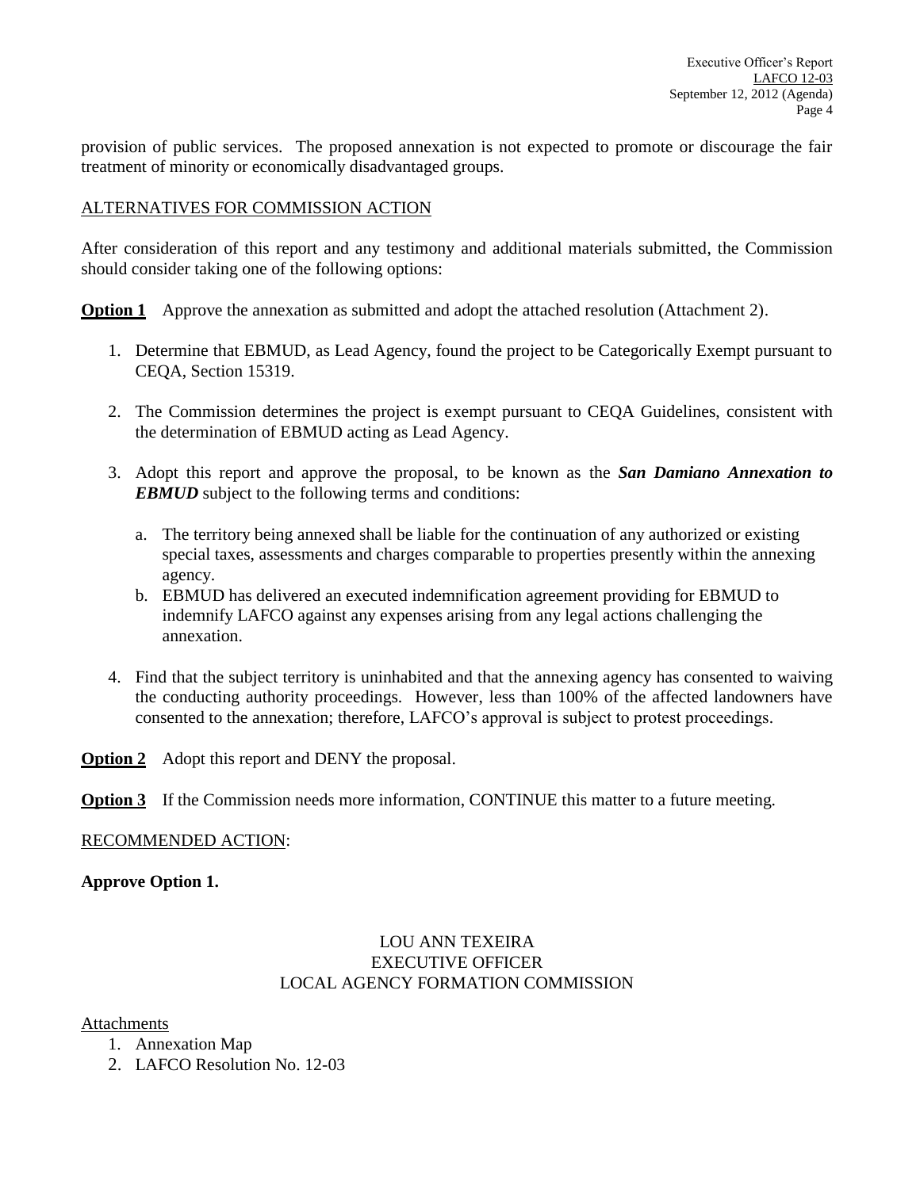provision of public services. The proposed annexation is not expected to promote or discourage the fair treatment of minority or economically disadvantaged groups.

ALTERNATIVES FOR COMMISSION ACTION

After consideration of this report and any testimony and additional materials submitted, the Commission should consider taking one of the following options:

**Option 1** Approve the annexation as submitted and adopt the attached resolution (Attachment 2).

1. Determine that EBMUD, as Lead Agency, found the project to be Categorically Exempt pursuant to CEQA, Section 15319.

2. The Commission determines the project is exempt pursuant to CEQA Guidelines, consistent with the determination of EBMUD acting as Lead Agency.

3. Adopt this report and approve the proposal, to be known as the ***San Damiano Annexation to EBMUD*** subject to the following terms and conditions:

   a. The territory being annexed shall be liable for the continuation of any authorized or existing special taxes, assessments and charges comparable to properties presently within the annexing agency.
   b. EBMUD has delivered an executed indemnification agreement providing for EBMUD to indemnify LAFCO against any expenses arising from any legal actions challenging the annexation.

4. Find that the subject territory is uninhabited and that the annexing agency has consented to waiving the conducting authority proceedings. However, less than 100% of the affected landowners have consented to the annexation; therefore, LAFCO's approval is subject to protest proceedings.

**Option 2** Adopt this report and DENY the proposal.

**Option 3** If the Commission needs more information, CONTINUE this matter to a future meeting.

RECOMMENDED ACTION:

**Approve Option 1.**

LOU ANN TEXEIRA
EXECUTIVE OFFICER
LOCAL AGENCY FORMATION COMMISSION

Attachments
1. Annexation Map
2. LAFCO Resolution No. 12-03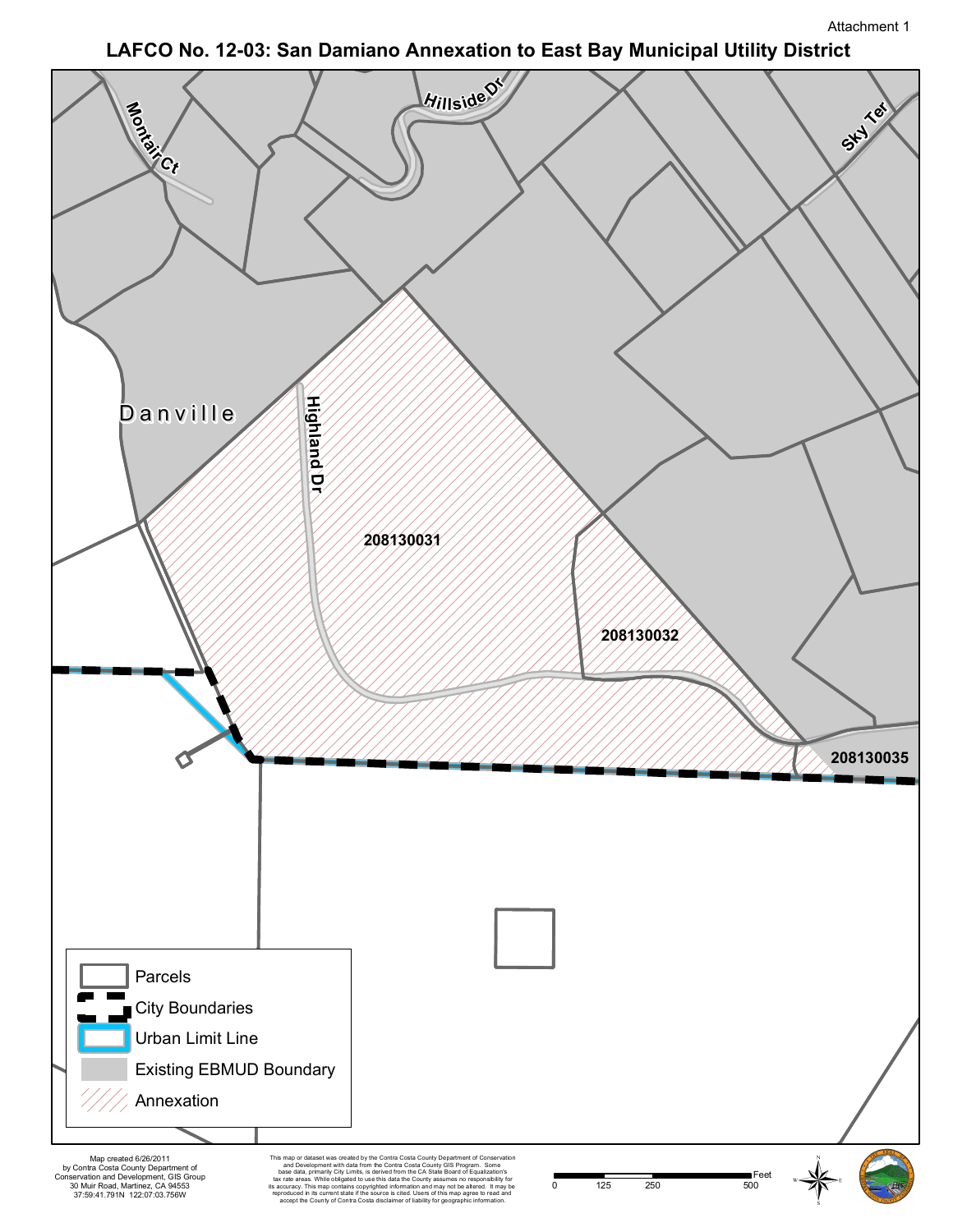Attachment 1

# LAFCO No. 12-03: San Damiano Annexation to East Bay Municipal Utility District

Montair Ct

Hillside Dr

Sky Ter

Danville

Highland Dr

208130031

208130032

208130035

- Parcels
- City Boundaries
- Urban Limit Line
- Existing EBMUD Boundary
- Annexation

Map created 6/26/2011
by Contra Costa County Department of
Conservation and Development, GIS Group
30 Muir Road, Martinez, CA 94553
37:59:41.791N 122:07:03.756W

This map or dataset was created by the Contra Costa County Department of Conservation and Development with data from the Contra Costa County GIS Program. Some base data, primarily City Limits, is derived from the CA State Board of Equalization's tax rate areas. While obligated to use this data the County assumes no responsibility for its accuracy. This map contains copyrighted information and may not be altered. It may be reproduced in its current state if the source is cited. Users of this map agree to read and accept the County of Contra Costa disclaimer of liability for geographic information.

0 125 250 500 Feet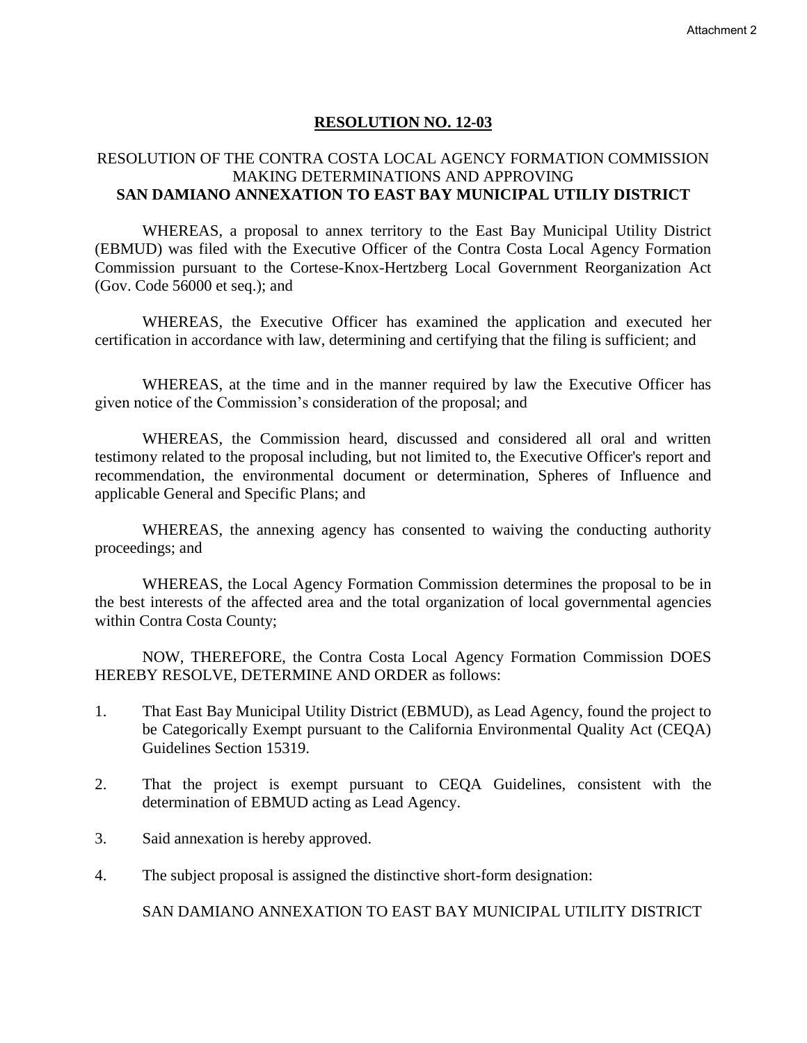Attachment 2

# RESOLUTION NO. 12-03

## RESOLUTION OF THE CONTRA COSTA LOCAL AGENCY FORMATION COMMISSION MAKING DETERMINATIONS AND APPROVING **SAN DAMIANO ANNEXATION TO EAST BAY MUNICIPAL UTILIY DISTRICT**

WHEREAS, a proposal to annex territory to the East Bay Municipal Utility District (EBMUD) was filed with the Executive Officer of the Contra Costa Local Agency Formation Commission pursuant to the Cortese-Knox-Hertzberg Local Government Reorganization Act (Gov. Code 56000 et seq.); and

WHEREAS, the Executive Officer has examined the application and executed her certification in accordance with law, determining and certifying that the filing is sufficient; and

WHEREAS, at the time and in the manner required by law the Executive Officer has given notice of the Commission's consideration of the proposal; and

WHEREAS, the Commission heard, discussed and considered all oral and written testimony related to the proposal including, but not limited to, the Executive Officer's report and recommendation, the environmental document or determination, Spheres of Influence and applicable General and Specific Plans; and

WHEREAS, the annexing agency has consented to waiving the conducting authority proceedings; and

WHEREAS, the Local Agency Formation Commission determines the proposal to be in the best interests of the affected area and the total organization of local governmental agencies within Contra Costa County;

NOW, THEREFORE, the Contra Costa Local Agency Formation Commission DOES HEREBY RESOLVE, DETERMINE AND ORDER as follows:

1. That East Bay Municipal Utility District (EBMUD), as Lead Agency, found the project to be Categorically Exempt pursuant to the California Environmental Quality Act (CEQA) Guidelines Section 15319.

2. That the project is exempt pursuant to CEQA Guidelines, consistent with the determination of EBMUD acting as Lead Agency.

3. Said annexation is hereby approved.

4. The subject proposal is assigned the distinctive short-form designation:

   SAN DAMIANO ANNEXATION TO EAST BAY MUNICIPAL UTILITY DISTRICT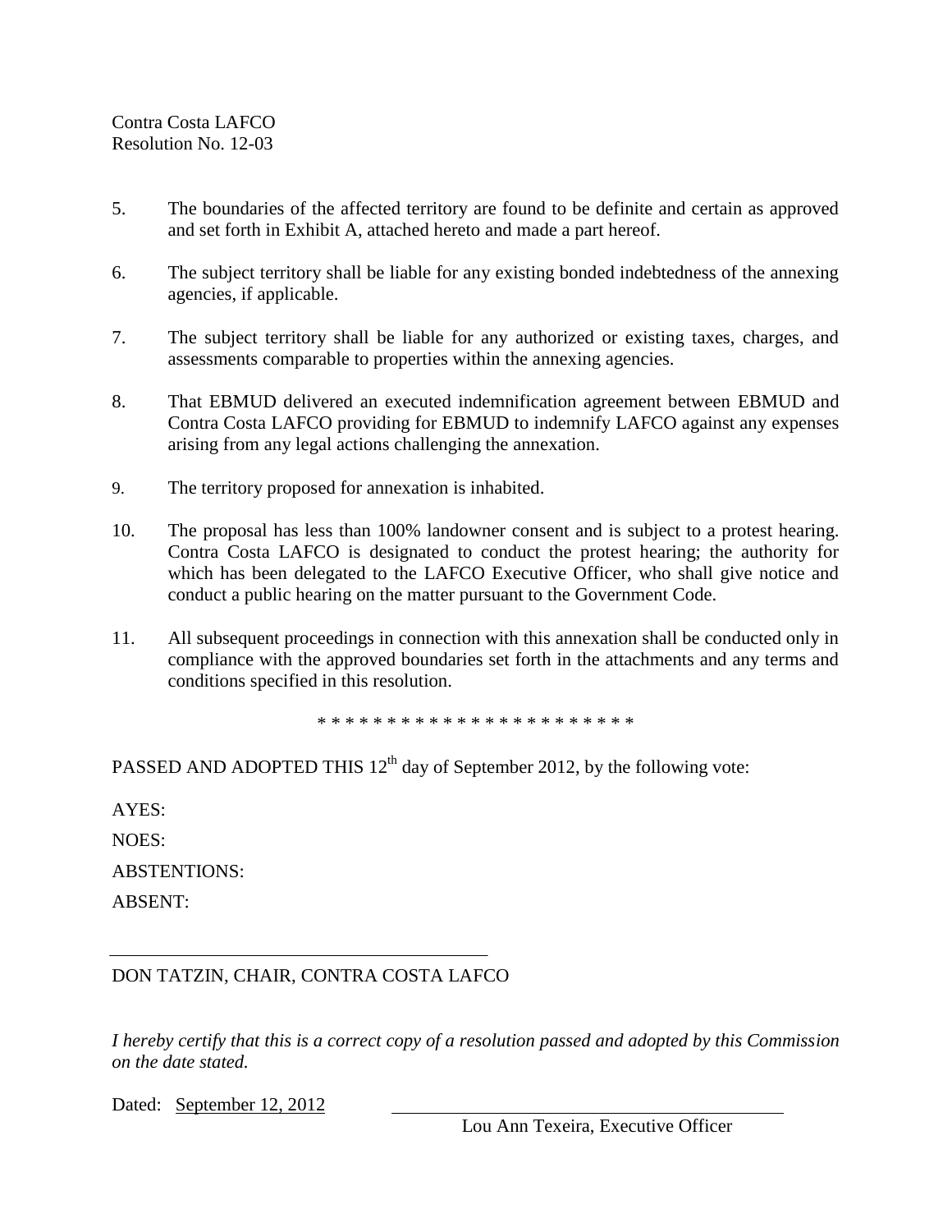5. The boundaries of the affected territory are found to be definite and certain as approved and set forth in Exhibit A, attached hereto and made a part hereof.

6. The subject territory shall be liable for any existing bonded indebtedness of the annexing agencies, if applicable.

7. The subject territory shall be liable for any authorized or existing taxes, charges, and assessments comparable to properties within the annexing agencies.

8. That EBMUD delivered an executed indemnification agreement between EBMUD and Contra Costa LAFCO providing for EBMUD to indemnify LAFCO against any expenses arising from any legal actions challenging the annexation.

9. The territory proposed for annexation is inhabited.

10. The proposal has less than 100% landowner consent and is subject to a protest hearing. Contra Costa LAFCO is designated to conduct the protest hearing; the authority for which has been delegated to the LAFCO Executive Officer, who shall give notice and conduct a public hearing on the matter pursuant to the Government Code.

11. All subsequent proceedings in connection with this annexation shall be conducted only in compliance with the approved boundaries set forth in the attachments and any terms and conditions specified in this resolution.

\* \* \* \* \* \* \* \* \* \* \* \* \* \* \* \* \* \* \* \* \* \* \*

PASSED AND ADOPTED THIS 12th day of September 2012, by the following vote:

AYES:

NOES:

ABSTENTIONS:

ABSENT:

\_\_\_\_\_\_\_\_\_\_\_\_\_\_\_\_\_\_\_\_\_\_\_\_\_\_\_\_\_\_\_\_\_\_\_\_\_\_\_\_

DON TATZIN, CHAIR, CONTRA COSTA LAFCO

*I hereby certify that this is a correct copy of a resolution passed and adopted by this Commission on the date stated.*

Dated: September 12, 2012

\_\_\_\_\_\_\_\_\_\_\_\_\_\_\_\_\_\_\_\_\_\_\_\_\_\_\_\_\_\_\_\_\_\_\_\_\_\_\_\_

Lou Ann Texeira, Executive Officer